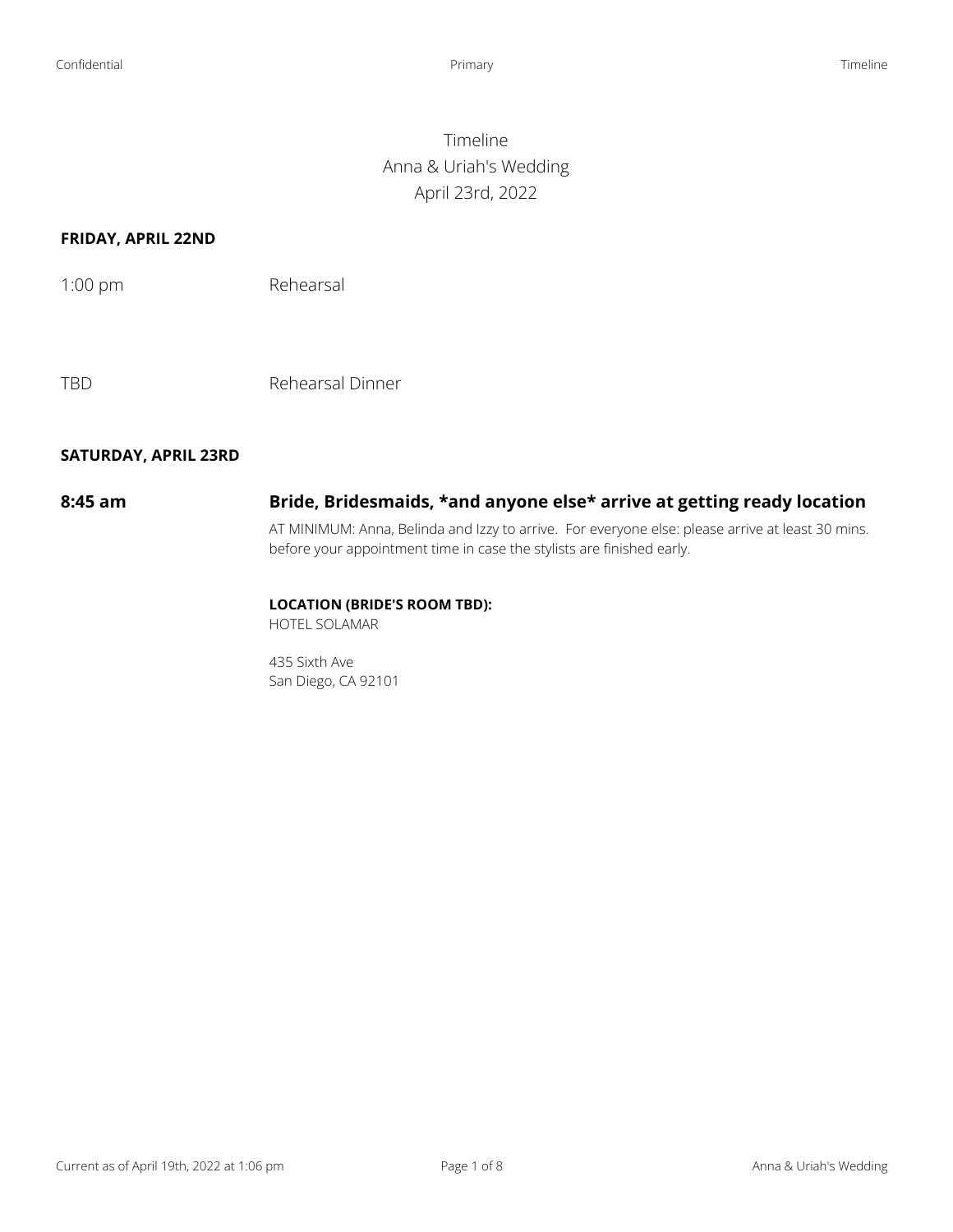# Timeline
## Anna & Uriah's Wedding
## April 23rd, 2022

**FRIDAY, APRIL 22ND**

| | |
|---|---|
| 1:00 pm | Rehearsal |
| TBD | Rehearsal Dinner |

**SATURDAY, APRIL 23RD**

**8:45 am** — **Bride, Bridesmaids, *and anyone else* arrive at getting ready location**

AT MINIMUM: Anna, Belinda and Izzy to arrive. For everyone else: please arrive at least 30 mins. before your appointment time in case the stylists are finished early.

**LOCATION (BRIDE'S ROOM TBD):**
HOTEL SOLAMAR

435 Sixth Ave
San Diego, CA 92101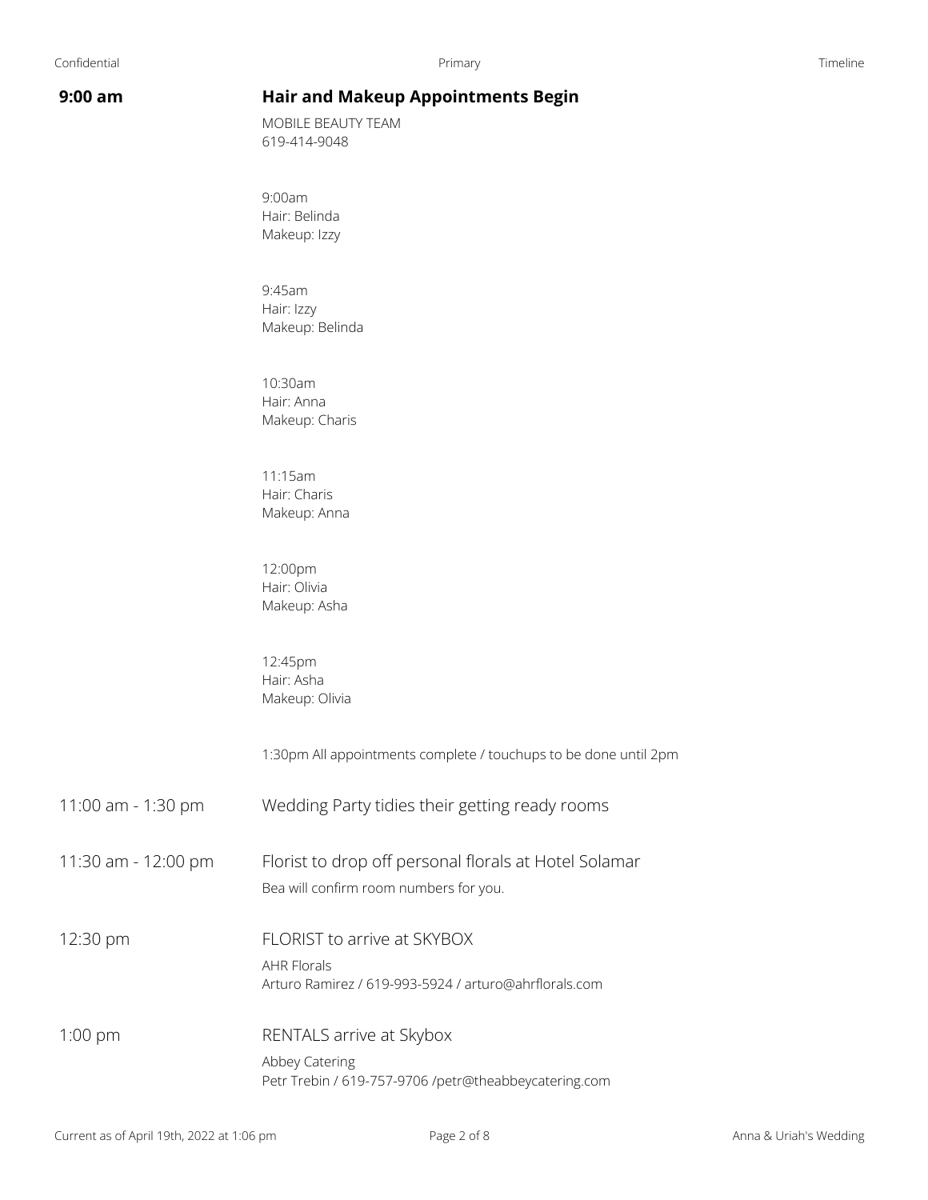**9:00 am** — **Hair and Makeup Appointments Begin**

MOBILE BEAUTY TEAM
619-414-9048

9:00am
Hair: Belinda
Makeup: Izzy

9:45am
Hair: Izzy
Makeup: Belinda

10:30am
Hair: Anna
Makeup: Charis

11:15am
Hair: Charis
Makeup: Anna

12:00pm
Hair: Olivia
Makeup: Asha

12:45pm
Hair: Asha
Makeup: Olivia

1:30pm All appointments complete / touchups to be done until 2pm

**11:00 am - 1:30 pm** — Wedding Party tidies their getting ready rooms

**11:30 am - 12:00 pm** — Florist to drop off personal florals at Hotel Solamar

Bea will confirm room numbers for you.

**12:30 pm** — FLORIST to arrive at SKYBOX

AHR Florals
Arturo Ramirez / 619-993-5924 / arturo@ahrflorals.com

**1:00 pm** — RENTALS arrive at Skybox

Abbey Catering
Petr Trebin / 619-757-9706 /petr@theabbeycatering.com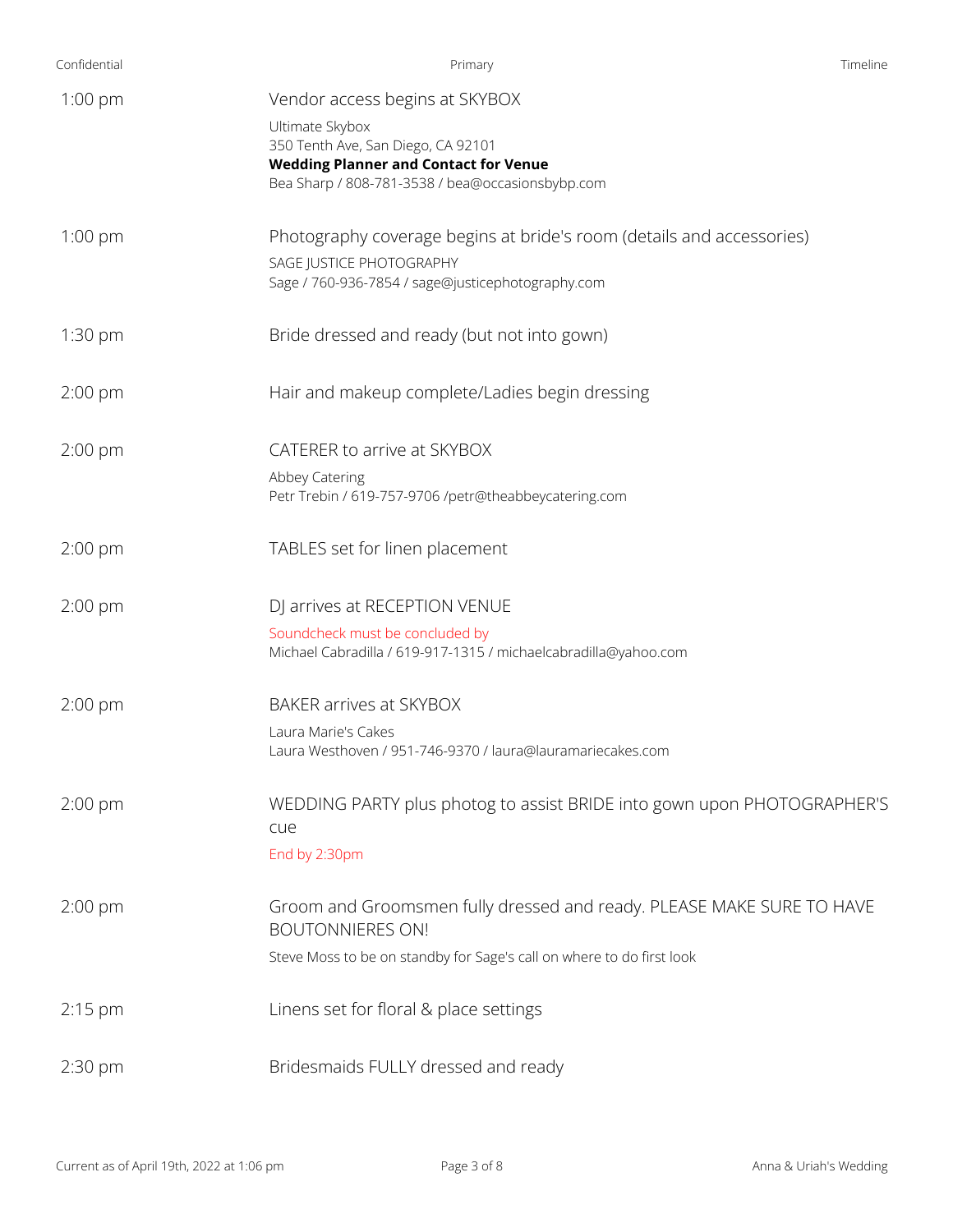| Time | Event |
| --- | --- |
| 1:00 pm | Vendor access begins at SKYBOX<br>Ultimate Skybox<br>350 Tenth Ave, San Diego, CA 92101<br>**Wedding Planner and Contact for Venue**<br>Bea Sharp / 808-781-3538 / bea@occasionsbybp.com |
| 1:00 pm | Photography coverage begins at bride's room (details and accessories)<br>SAGE JUSTICE PHOTOGRAPHY<br>Sage / 760-936-7854 / sage@justicephotography.com |
| 1:30 pm | Bride dressed and ready (but not into gown) |
| 2:00 pm | Hair and makeup complete/Ladies begin dressing |
| 2:00 pm | CATERER to arrive at SKYBOX<br>Abbey Catering<br>Petr Trebin / 619-757-9706 /petr@theabbeycatering.com |
| 2:00 pm | TABLES set for linen placement |
| 2:00 pm | DJ arrives at RECEPTION VENUE<br>Soundcheck must be concluded by<br>Michael Cabradilla / 619-917-1315 / michaelcabradilla@yahoo.com |
| 2:00 pm | BAKER arrives at SKYBOX<br>Laura Marie's Cakes<br>Laura Westhoven / 951-746-9370 / laura@lauramariecakes.com |
| 2:00 pm | WEDDING PARTY plus photog to assist BRIDE into gown upon PHOTOGRAPHER'S cue<br>End by 2:30pm |
| 2:00 pm | Groom and Groomsmen fully dressed and ready. PLEASE MAKE SURE TO HAVE BOUTONNIERES ON!<br>Steve Moss to be on standby for Sage's call on where to do first look |
| 2:15 pm | Linens set for floral & place settings |
| 2:30 pm | Bridesmaids FULLY dressed and ready |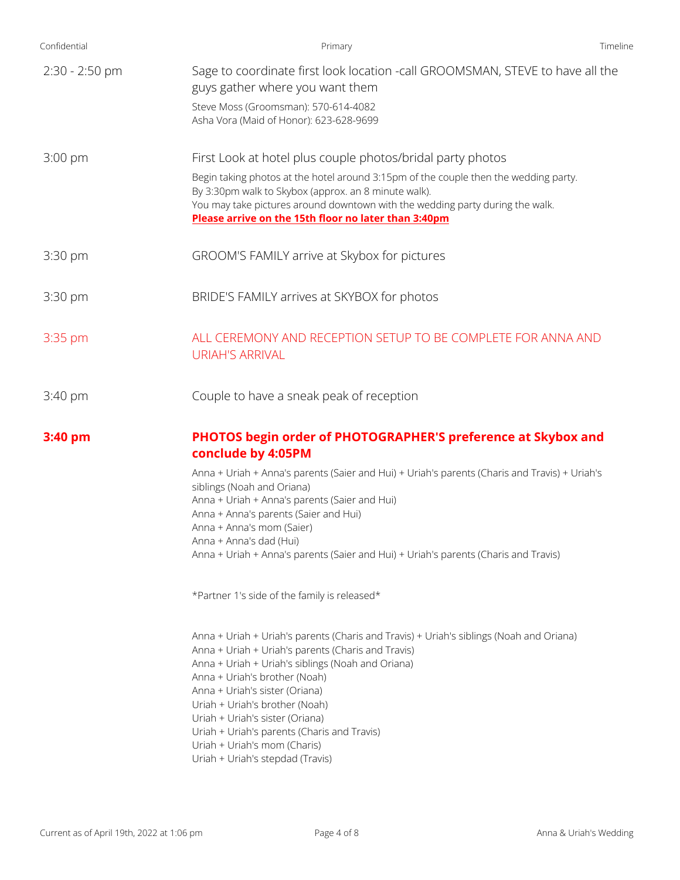| | |
|---|---|
| 2:30 - 2:50 pm | Sage to coordinate first look location -call GROOMSMAN, STEVE to have all the guys gather where you want them<br>Steve Moss (Groomsman): 570-614-4082<br>Asha Vora (Maid of Honor): 623-628-9699 |
| 3:00 pm | First Look at hotel plus couple photos/bridal party photos<br>Begin taking photos at the hotel around 3:15pm of the couple then the wedding party.<br>By 3:30pm walk to Skybox (approx. an 8 minute walk).<br>You may take pictures around downtown with the wedding party during the walk.<br>**Please arrive on the 15th floor no later than 3:40pm** |
| 3:30 pm | GROOM'S FAMILY arrive at Skybox for pictures |
| 3:30 pm | BRIDE'S FAMILY arrives at SKYBOX for photos |
| 3:35 pm | ALL CEREMONY AND RECEPTION SETUP TO BE COMPLETE FOR ANNA AND URIAH'S ARRIVAL |
| 3:40 pm | Couple to have a sneak peak of reception |
| **3:40 pm** | **PHOTOS begin order of PHOTOGRAPHER'S preference at Skybox and conclude by 4:05PM** |

Anna + Uriah + Anna's parents (Saier and Hui) + Uriah's parents (Charis and Travis) + Uriah's siblings (Noah and Oriana)
Anna + Uriah + Anna's parents (Saier and Hui)
Anna + Anna's parents (Saier and Hui)
Anna + Anna's mom (Saier)
Anna + Anna's dad (Hui)
Anna + Uriah + Anna's parents (Saier and Hui) + Uriah's parents (Charis and Travis)

*Partner 1's side of the family is released*

Anna + Uriah + Uriah's parents (Charis and Travis) + Uriah's siblings (Noah and Oriana)
Anna + Uriah + Uriah's parents (Charis and Travis)
Anna + Uriah + Uriah's siblings (Noah and Oriana)
Anna + Uriah's brother (Noah)
Anna + Uriah's sister (Oriana)
Uriah + Uriah's brother (Noah)
Uriah + Uriah's sister (Oriana)
Uriah + Uriah's parents (Charis and Travis)
Uriah + Uriah's mom (Charis)
Uriah + Uriah's stepdad (Travis)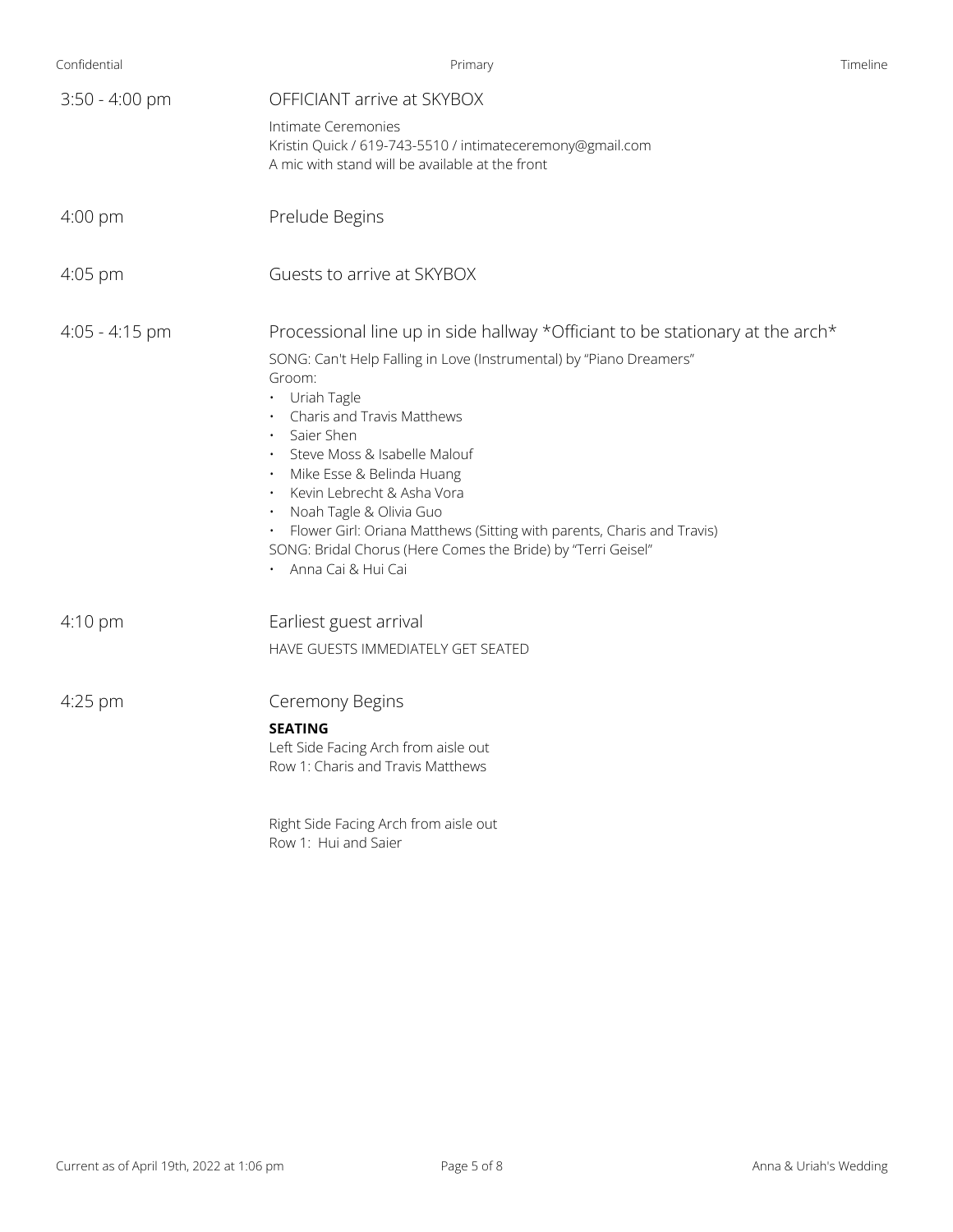| Time | Event |
| --- | --- |
| 3:50 - 4:00 pm | OFFICIANT arrive at SKYBOX<br>Intimate Ceremonies<br>Kristin Quick / 619-743-5510 / intimateceremony@gmail.com<br>A mic with stand will be available at the front |
| 4:00 pm | Prelude Begins |
| 4:05 pm | Guests to arrive at SKYBOX |
| 4:05 - 4:15 pm | Processional line up in side hallway *Officiant to be stationary at the arch*<br>SONG: Can't Help Falling in Love (Instrumental) by "Piano Dreamers"<br>Groom:<br>• Uriah Tagle<br>• Charis and Travis Matthews<br>• Saier Shen<br>• Steve Moss & Isabelle Malouf<br>• Mike Esse & Belinda Huang<br>• Kevin Lebrecht & Asha Vora<br>• Noah Tagle & Olivia Guo<br>• Flower Girl: Oriana Matthews (Sitting with parents, Charis and Travis)<br>SONG: Bridal Chorus (Here Comes the Bride) by "Terri Geisel"<br>• Anna Cai & Hui Cai |
| 4:10 pm | Earliest guest arrival<br>HAVE GUESTS IMMEDIATELY GET SEATED |
| 4:25 pm | Ceremony Begins<br>**SEATING**<br>Left Side Facing Arch from aisle out<br>Row 1: Charis and Travis Matthews<br><br>Right Side Facing Arch from aisle out<br>Row 1: Hui and Saier |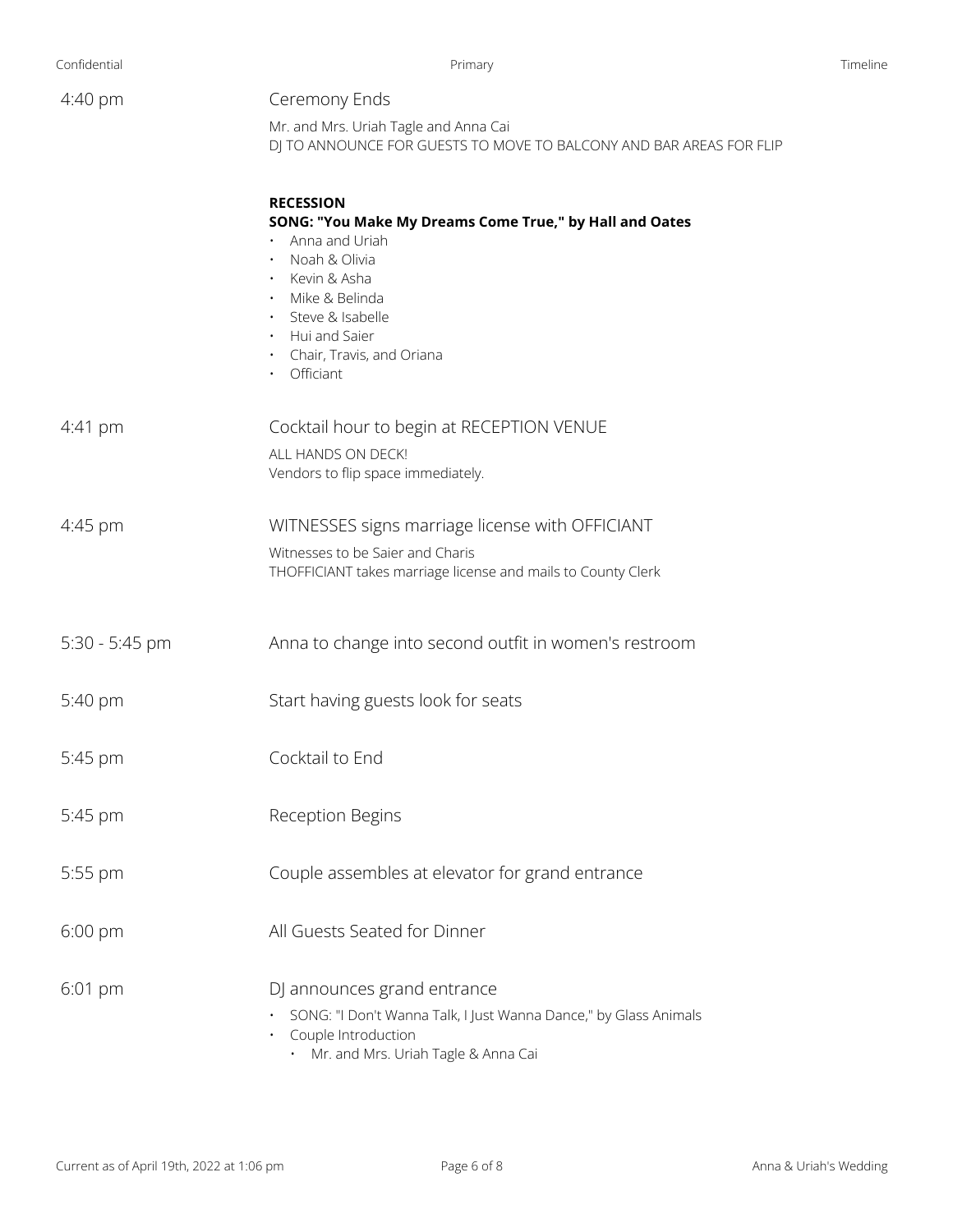**4:40 pm** — Ceremony Ends

Mr. and Mrs. Uriah Tagle and Anna Cai
DJ TO ANNOUNCE FOR GUESTS TO MOVE TO BALCONY AND BAR AREAS FOR FLIP

**RECESSION**
**SONG: "You Make My Dreams Come True," by Hall and Oates**

- Anna and Uriah
- Noah & Olivia
- Kevin & Asha
- Mike & Belinda
- Steve & Isabelle
- Hui and Saier
- Chair, Travis, and Oriana
- Officiant

**4:41 pm** — Cocktail hour to begin at RECEPTION VENUE

ALL HANDS ON DECK!
Vendors to flip space immediately.

**4:45 pm** — WITNESSES signs marriage license with OFFICIANT

Witnesses to be Saier and Charis
THOFFICIANT takes marriage license and mails to County Clerk

**5:30 - 5:45 pm** — Anna to change into second outfit in women's restroom

**5:40 pm** — Start having guests look for seats

**5:45 pm** — Cocktail to End

**5:45 pm** — Reception Begins

**5:55 pm** — Couple assembles at elevator for grand entrance

**6:00 pm** — All Guests Seated for Dinner

**6:01 pm** — DJ announces grand entrance

- SONG: "I Don't Wanna Talk, I Just Wanna Dance," by Glass Animals
- Couple Introduction
  - Mr. and Mrs. Uriah Tagle & Anna Cai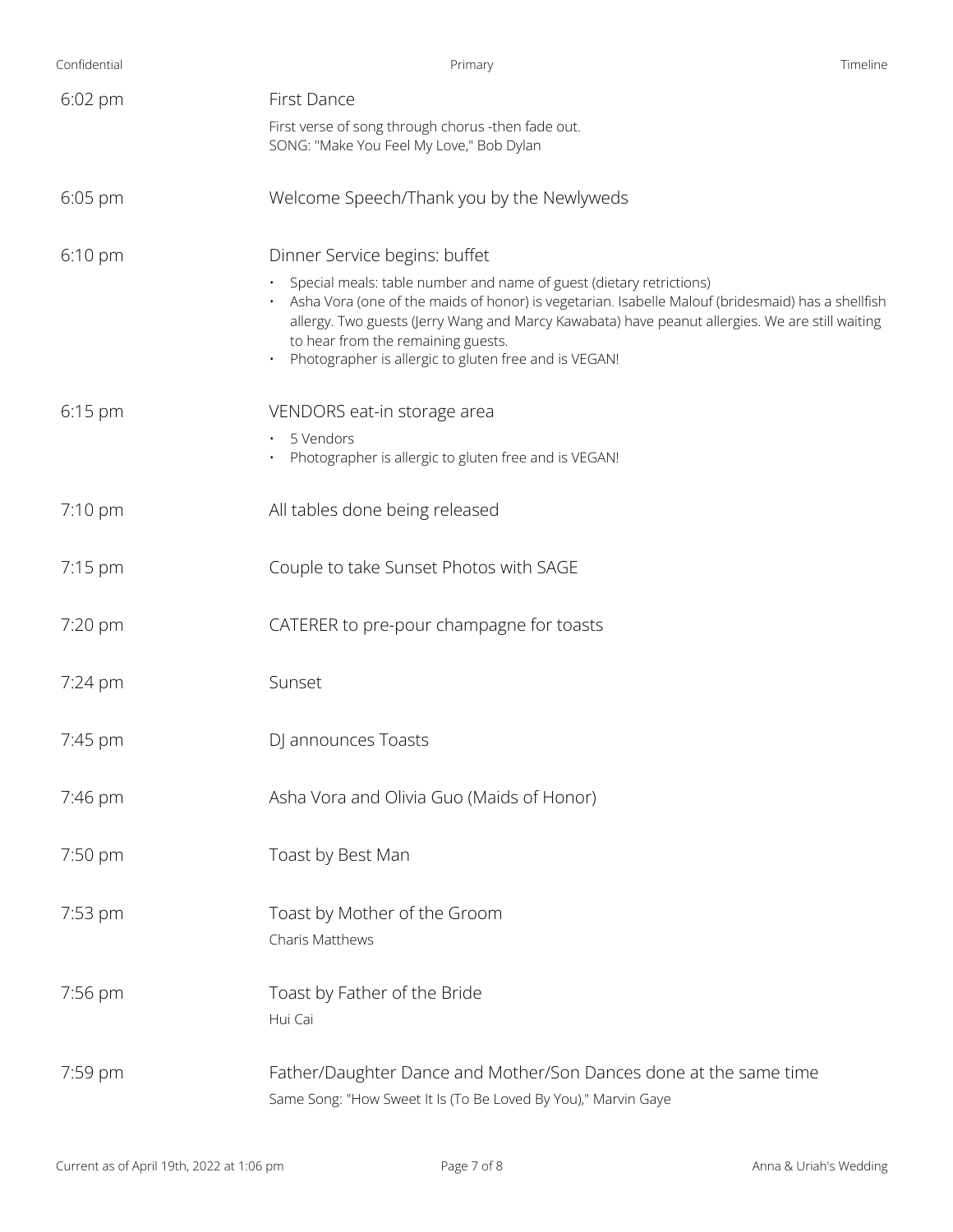| | |
|---|---|
| 6:02 pm | First Dance<br>First verse of song through chorus -then fade out.<br>SONG: "Make You Feel My Love," Bob Dylan |
| 6:05 pm | Welcome Speech/Thank you by the Newlyweds |
| 6:10 pm | Dinner Service begins: buffet<br>• Special meals: table number and name of guest (dietary retrictions)<br>• Asha Vora (one of the maids of honor) is vegetarian. Isabelle Malouf (bridesmaid) has a shellfish allergy. Two guests (Jerry Wang and Marcy Kawabata) have peanut allergies. We are still waiting to hear from the remaining guests.<br>• Photographer is allergic to gluten free and is VEGAN! |
| 6:15 pm | VENDORS eat-in storage area<br>• 5 Vendors<br>• Photographer is allergic to gluten free and is VEGAN! |
| 7:10 pm | All tables done being released |
| 7:15 pm | Couple to take Sunset Photos with SAGE |
| 7:20 pm | CATERER to pre-pour champagne for toasts |
| 7:24 pm | Sunset |
| 7:45 pm | DJ announces Toasts |
| 7:46 pm | Asha Vora and Olivia Guo (Maids of Honor) |
| 7:50 pm | Toast by Best Man |
| 7:53 pm | Toast by Mother of the Groom<br>Charis Matthews |
| 7:56 pm | Toast by Father of the Bride<br>Hui Cai |
| 7:59 pm | Father/Daughter Dance and Mother/Son Dances done at the same time<br>Same Song: "How Sweet It Is (To Be Loved By You)," Marvin Gaye |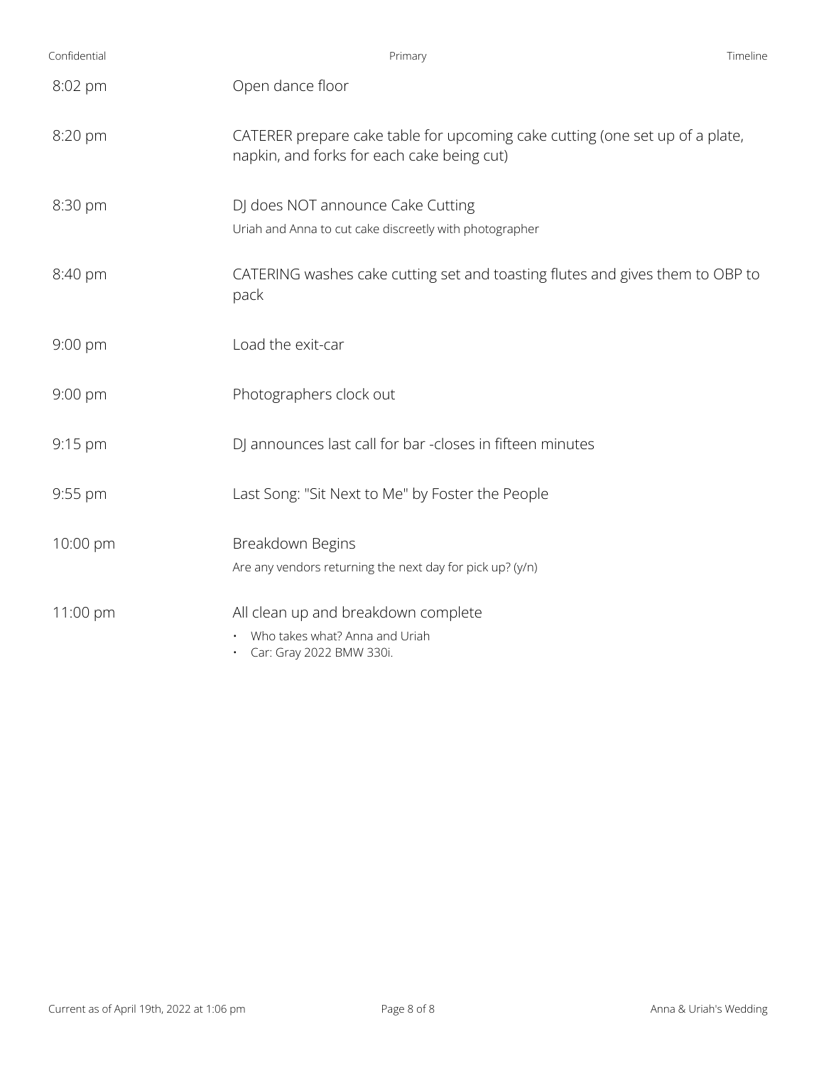| | |
|---|---|
| 8:02 pm | Open dance floor |
| 8:20 pm | CATERER prepare cake table for upcoming cake cutting (one set up of a plate, napkin, and forks for each cake being cut) |
| 8:30 pm | DJ does NOT announce Cake Cutting<br>Uriah and Anna to cut cake discreetly with photographer |
| 8:40 pm | CATERING washes cake cutting set and toasting flutes and gives them to OBP to pack |
| 9:00 pm | Load the exit-car |
| 9:00 pm | Photographers clock out |
| 9:15 pm | DJ announces last call for bar -closes in fifteen minutes |
| 9:55 pm | Last Song: "Sit Next to Me" by Foster the People |
| 10:00 pm | Breakdown Begins<br>Are any vendors returning the next day for pick up? (y/n) |
| 11:00 pm | All clean up and breakdown complete<br>• Who takes what? Anna and Uriah<br>• Car: Gray 2022 BMW 330i. |